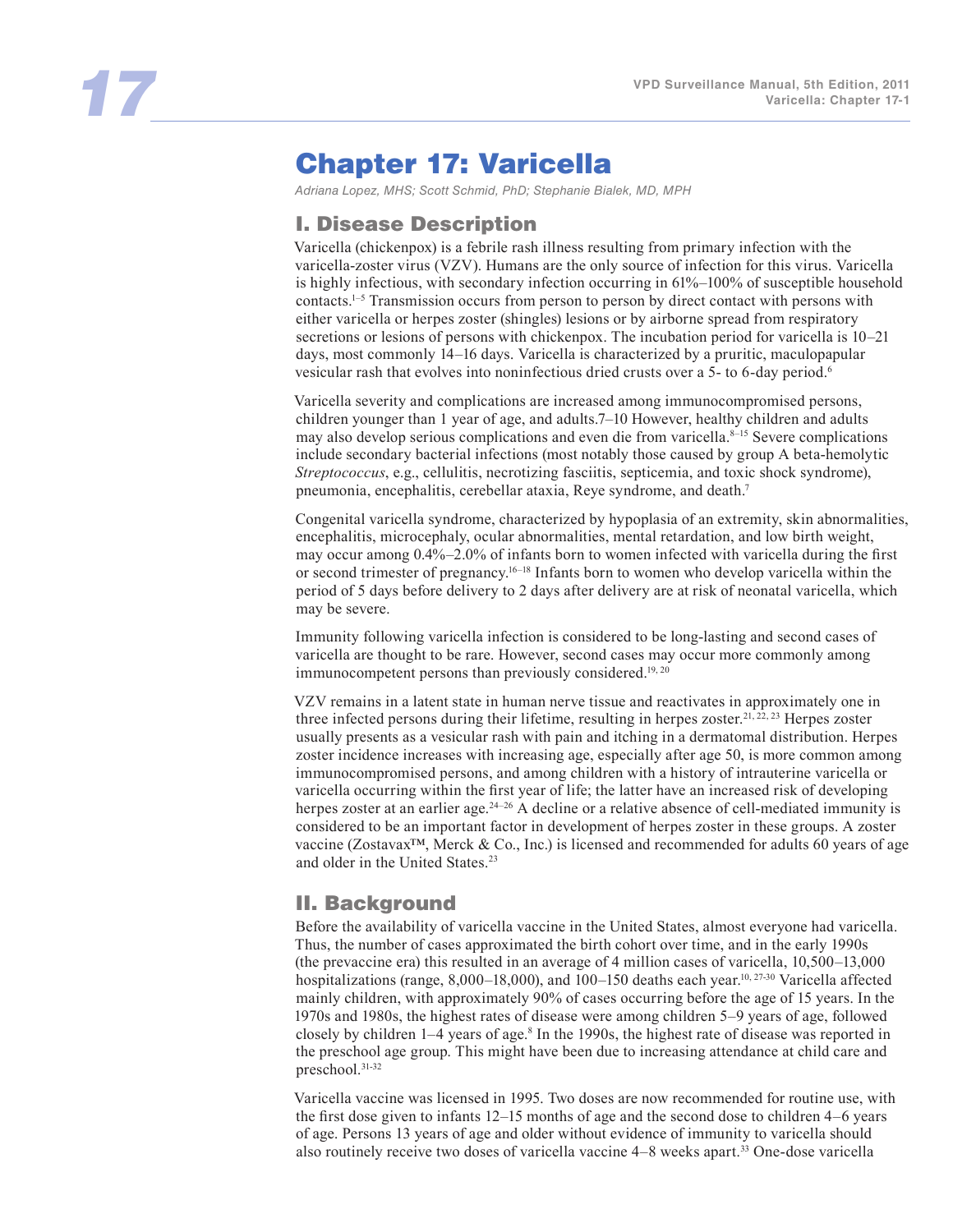# Chapter 17: Varicella

*Adriana Lopez, MHS; Scott Schmid, PhD; Stephanie Bialek, MD, MPH*

## I. Disease Description

Varicella (chickenpox) is a febrile rash illness resulting from primary infection with the varicella-zoster virus (VZV). Humans are the only source of infection for this virus. Varicella is highly infectious, with secondary infection occurring in 61%–100% of susceptible household contacts.[1–5] Transmission occurs from person to person by direct contact with persons with either varicella or herpes zoster (shingles) lesions or by airborne spread from respiratory secretions or lesions of persons with chickenpox. The incubation period for varicella is 10–21 days, most commonly 14–16 days. Varicella is characterized by a pruritic, maculopapular vesicular rash that evolves into noninfectious dried crusts over a 5- to 6-day period.[6]

Varicella severity and complications are increased among immunocompromised persons, children younger than 1 year of age, and adults.7–10 However, healthy children and adults may also develop serious complications and even die from varicella.[8–15] Severe complications include secondary bacterial infections (most notably those caused by group A beta-hemolytic *Streptococcus*, e.g., cellulitis, necrotizing fasciitis, septicemia, and toxic shock syndrome), pneumonia, encephalitis, cerebellar ataxia, Reye syndrome, and death.[7]

Congenital varicella syndrome, characterized by hypoplasia of an extremity, skin abnormalities, encephalitis, microcephaly, ocular abnormalities, mental retardation, and low birth weight, may occur among 0.4%–2.0% of infants born to women infected with varicella during the first or second trimester of pregnancy.[16–18] Infants born to women who develop varicella within the period of 5 days before delivery to 2 days after delivery are at risk of neonatal varicella, which may be severe.

Immunity following varicella infection is considered to be long-lasting and second cases of varicella are thought to be rare. However, second cases may occur more commonly among immunocompetent persons than previously considered.[19, 20]

VZV remains in a latent state in human nerve tissue and reactivates in approximately one in three infected persons during their lifetime, resulting in herpes zoster.[21, 22, 23] Herpes zoster usually presents as a vesicular rash with pain and itching in a dermatomal distribution. Herpes zoster incidence increases with increasing age, especially after age 50, is more common among immunocompromised persons, and among children with a history of intrauterine varicella or varicella occurring within the first year of life; the latter have an increased risk of developing herpes zoster at an earlier age.[24–26] A decline or a relative absence of cell-mediated immunity is considered to be an important factor in development of herpes zoster in these groups. A zoster vaccine (Zostavax™, Merck & Co., Inc.) is licensed and recommended for adults 60 years of age and older in the United States.[23]

## II. Background

Before the availability of varicella vaccine in the United States, almost everyone had varicella. Thus, the number of cases approximated the birth cohort over time, and in the early 1990s (the prevaccine era) this resulted in an average of 4 million cases of varicella, 10,500–13,000 hospitalizations (range, 8,000–18,000), and 100–150 deaths each year.[10, 27-30] Varicella affected mainly children, with approximately 90% of cases occurring before the age of 15 years. In the 1970s and 1980s, the highest rates of disease were among children 5–9 years of age, followed closely by children 1–4 years of age.[8] In the 1990s, the highest rate of disease was reported in the preschool age group. This might have been due to increasing attendance at child care and preschool.[31-32]

Varicella vaccine was licensed in 1995. Two doses are now recommended for routine use, with the first dose given to infants 12–15 months of age and the second dose to children 4–6 years of age. Persons 13 years of age and older without evidence of immunity to varicella should also routinely receive two doses of varicella vaccine 4–8 weeks apart.[33] One-dose varicella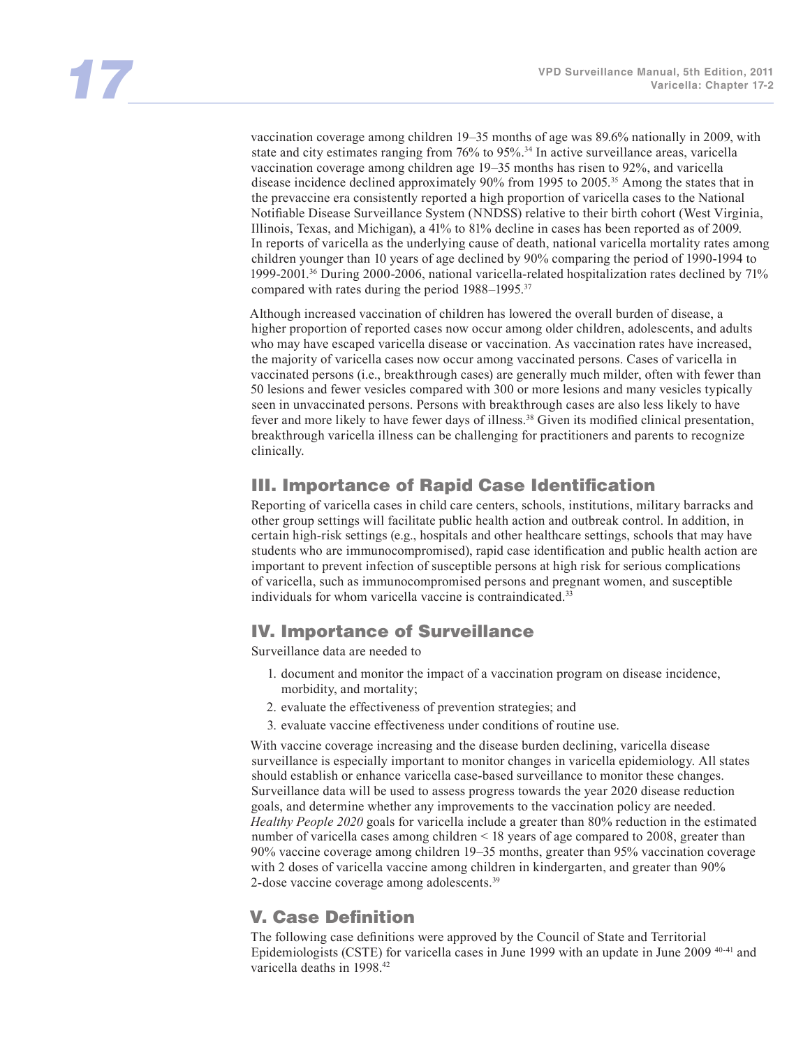vaccination coverage among children 19–35 months of age was 89.6% nationally in 2009, with state and city estimates ranging from 76% to 95%.[34] In active surveillance areas, varicella vaccination coverage among children age 19–35 months has risen to 92%, and varicella disease incidence declined approximately 90% from 1995 to 2005.[35] Among the states that in the prevaccine era consistently reported a high proportion of varicella cases to the National Notifiable Disease Surveillance System (NNDSS) relative to their birth cohort (West Virginia, Illinois, Texas, and Michigan), a 41% to 81% decline in cases has been reported as of 2009. In reports of varicella as the underlying cause of death, national varicella mortality rates among children younger than 10 years of age declined by 90% comparing the period of 1990-1994 to 1999-2001.[36] During 2000-2006, national varicella-related hospitalization rates declined by 71% compared with rates during the period 1988–1995.[37]

Although increased vaccination of children has lowered the overall burden of disease, a higher proportion of reported cases now occur among older children, adolescents, and adults who may have escaped varicella disease or vaccination. As vaccination rates have increased, the majority of varicella cases now occur among vaccinated persons. Cases of varicella in vaccinated persons (i.e., breakthrough cases) are generally much milder, often with fewer than 50 lesions and fewer vesicles compared with 300 or more lesions and many vesicles typically seen in unvaccinated persons. Persons with breakthrough cases are also less likely to have fever and more likely to have fewer days of illness.[38] Given its modified clinical presentation, breakthrough varicella illness can be challenging for practitioners and parents to recognize clinically.

## III. Importance of Rapid Case Identification

Reporting of varicella cases in child care centers, schools, institutions, military barracks and other group settings will facilitate public health action and outbreak control. In addition, in certain high-risk settings (e.g., hospitals and other healthcare settings, schools that may have students who are immunocompromised), rapid case identification and public health action are important to prevent infection of susceptible persons at high risk for serious complications of varicella, such as immunocompromised persons and pregnant women, and susceptible individuals for whom varicella vaccine is contraindicated.[33]

## IV. Importance of Surveillance

Surveillance data are needed to

1. document and monitor the impact of a vaccination program on disease incidence, morbidity, and mortality;
2. evaluate the effectiveness of prevention strategies; and
3. evaluate vaccine effectiveness under conditions of routine use.

With vaccine coverage increasing and the disease burden declining, varicella disease surveillance is especially important to monitor changes in varicella epidemiology. All states should establish or enhance varicella case-based surveillance to monitor these changes. Surveillance data will be used to assess progress towards the year 2020 disease reduction goals, and determine whether any improvements to the vaccination policy are needed. *Healthy People 2020* goals for varicella include a greater than 80% reduction in the estimated number of varicella cases among children < 18 years of age compared to 2008, greater than 90% vaccine coverage among children 19–35 months, greater than 95% vaccination coverage with 2 doses of varicella vaccine among children in kindergarten, and greater than 90% 2-dose vaccine coverage among adolescents.[39]

## V. Case Definition

The following case definitions were approved by the Council of State and Territorial Epidemiologists (CSTE) for varicella cases in June 1999 with an update in June 2009 [40-41] and varicella deaths in 1998.[42]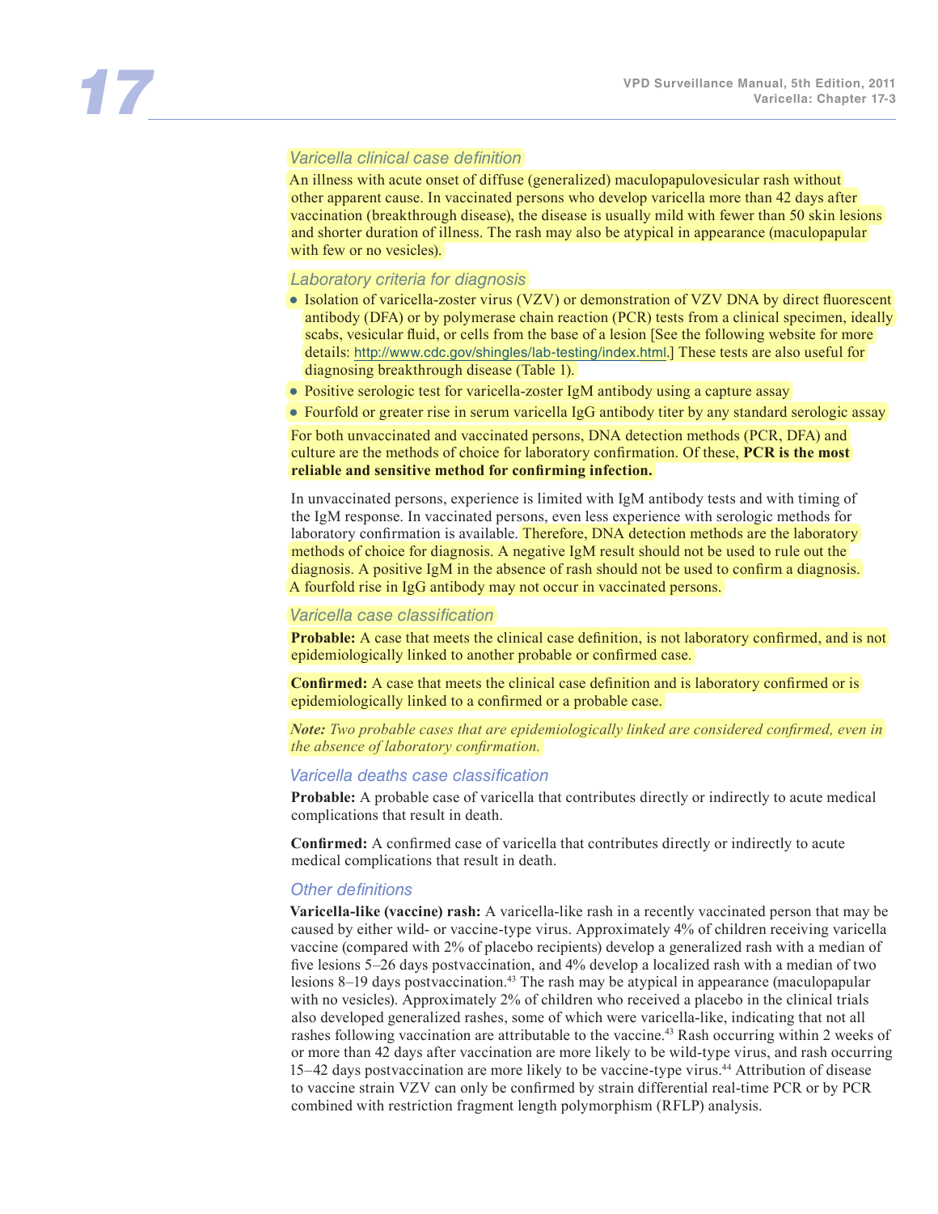### Varicella clinical case definition

An illness with acute onset of diffuse (generalized) maculopapulovesicular rash without other apparent cause. In vaccinated persons who develop varicella more than 42 days after vaccination (breakthrough disease), the disease is usually mild with fewer than 50 skin lesions and shorter duration of illness. The rash may also be atypical in appearance (maculopapular with few or no vesicles).

### Laboratory criteria for diagnosis

- Isolation of varicella-zoster virus (VZV) or demonstration of VZV DNA by direct fluorescent antibody (DFA) or by polymerase chain reaction (PCR) tests from a clinical specimen, ideally scabs, vesicular fluid, or cells from the base of a lesion [See the following website for more details: http://www.cdc.gov/shingles/lab-testing/index.html.] These tests are also useful for diagnosing breakthrough disease (Table 1).
- Positive serologic test for varicella-zoster IgM antibody using a capture assay
- Fourfold or greater rise in serum varicella IgG antibody titer by any standard serologic assay

For both unvaccinated and vaccinated persons, DNA detection methods (PCR, DFA) and culture are the methods of choice for laboratory confirmation. Of these, **PCR is the most reliable and sensitive method for confirming infection.**

In unvaccinated persons, experience is limited with IgM antibody tests and with timing of the IgM response. In vaccinated persons, even less experience with serologic methods for laboratory confirmation is available. Therefore, DNA detection methods are the laboratory methods of choice for diagnosis. A negative IgM result should not be used to rule out the diagnosis. A positive IgM in the absence of rash should not be used to confirm a diagnosis. A fourfold rise in IgG antibody may not occur in vaccinated persons.

### Varicella case classification

**Probable:** A case that meets the clinical case definition, is not laboratory confirmed, and is not epidemiologically linked to another probable or confirmed case.

**Confirmed:** A case that meets the clinical case definition and is laboratory confirmed or is epidemiologically linked to a confirmed or a probable case.

***Note:*** *Two probable cases that are epidemiologically linked are considered confirmed, even in the absence of laboratory confirmation.*

### Varicella deaths case classification

**Probable:** A probable case of varicella that contributes directly or indirectly to acute medical complications that result in death.

**Confirmed:** A confirmed case of varicella that contributes directly or indirectly to acute medical complications that result in death.

### Other definitions

**Varicella-like (vaccine) rash:** A varicella-like rash in a recently vaccinated person that may be caused by either wild- or vaccine-type virus. Approximately 4% of children receiving varicella vaccine (compared with 2% of placebo recipients) develop a generalized rash with a median of five lesions 5–26 days postvaccination, and 4% develop a localized rash with a median of two lesions 8–19 days postvaccination.[43] The rash may be atypical in appearance (maculopapular with no vesicles). Approximately 2% of children who received a placebo in the clinical trials also developed generalized rashes, some of which were varicella-like, indicating that not all rashes following vaccination are attributable to the vaccine.[43] Rash occurring within 2 weeks of or more than 42 days after vaccination are more likely to be wild-type virus, and rash occurring 15–42 days postvaccination are more likely to be vaccine-type virus.[44] Attribution of disease to vaccine strain VZV can only be confirmed by strain differential real-time PCR or by PCR combined with restriction fragment length polymorphism (RFLP) analysis.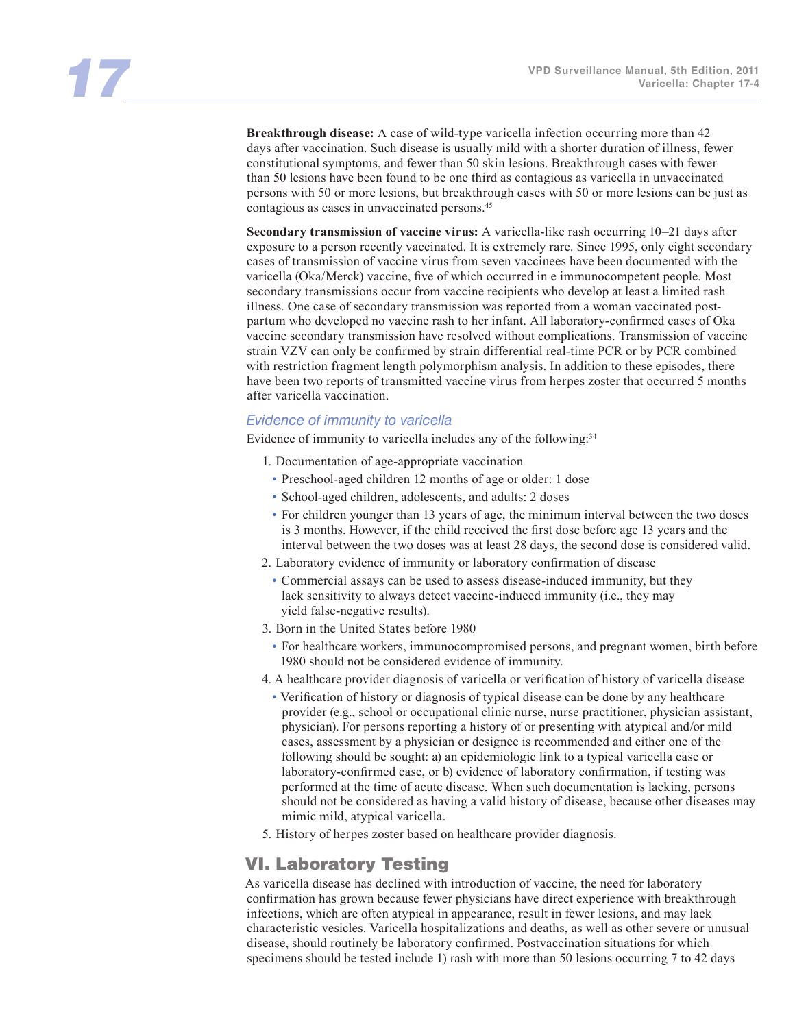**Breakthrough disease:** A case of wild-type varicella infection occurring more than 42 days after vaccination. Such disease is usually mild with a shorter duration of illness, fewer constitutional symptoms, and fewer than 50 skin lesions. Breakthrough cases with fewer than 50 lesions have been found to be one third as contagious as varicella in unvaccinated persons with 50 or more lesions, but breakthrough cases with 50 or more lesions can be just as contagious as cases in unvaccinated persons.[45]

**Secondary transmission of vaccine virus:** A varicella-like rash occurring 10–21 days after exposure to a person recently vaccinated. It is extremely rare. Since 1995, only eight secondary cases of transmission of vaccine virus from seven vaccinees have been documented with the varicella (Oka/Merck) vaccine, five of which occurred in e immunocompetent people. Most secondary transmissions occur from vaccine recipients who develop at least a limited rash illness. One case of secondary transmission was reported from a woman vaccinated post-partum who developed no vaccine rash to her infant. All laboratory-confirmed cases of Oka vaccine secondary transmission have resolved without complications. Transmission of vaccine strain VZV can only be confirmed by strain differential real-time PCR or by PCR combined with restriction fragment length polymorphism analysis. In addition to these episodes, there have been two reports of transmitted vaccine virus from herpes zoster that occurred 5 months after varicella vaccination.

### *Evidence of immunity to varicella*

Evidence of immunity to varicella includes any of the following:[34]

1. Documentation of age-appropriate vaccination
   - Preschool-aged children 12 months of age or older: 1 dose
   - School-aged children, adolescents, and adults: 2 doses
   - For children younger than 13 years of age, the minimum interval between the two doses is 3 months. However, if the child received the first dose before age 13 years and the interval between the two doses was at least 28 days, the second dose is considered valid.
2. Laboratory evidence of immunity or laboratory confirmation of disease
   - Commercial assays can be used to assess disease-induced immunity, but they lack sensitivity to always detect vaccine-induced immunity (i.e., they may yield false-negative results).
3. Born in the United States before 1980
   - For healthcare workers, immunocompromised persons, and pregnant women, birth before 1980 should not be considered evidence of immunity.
4. A healthcare provider diagnosis of varicella or verification of history of varicella disease
   - Verification of history or diagnosis of typical disease can be done by any healthcare provider (e.g., school or occupational clinic nurse, nurse practitioner, physician assistant, physician). For persons reporting a history of or presenting with atypical and/or mild cases, assessment by a physician or designee is recommended and either one of the following should be sought: a) an epidemiologic link to a typical varicella case or laboratory-confirmed case, or b) evidence of laboratory confirmation, if testing was performed at the time of acute disease. When such documentation is lacking, persons should not be considered as having a valid history of disease, because other diseases may mimic mild, atypical varicella.
5. History of herpes zoster based on healthcare provider diagnosis.

## VI. Laboratory Testing

As varicella disease has declined with introduction of vaccine, the need for laboratory confirmation has grown because fewer physicians have direct experience with breakthrough infections, which are often atypical in appearance, result in fewer lesions, and may lack characteristic vesicles. Varicella hospitalizations and deaths, as well as other severe or unusual disease, should routinely be laboratory confirmed. Postvaccination situations for which specimens should be tested include 1) rash with more than 50 lesions occurring 7 to 42 days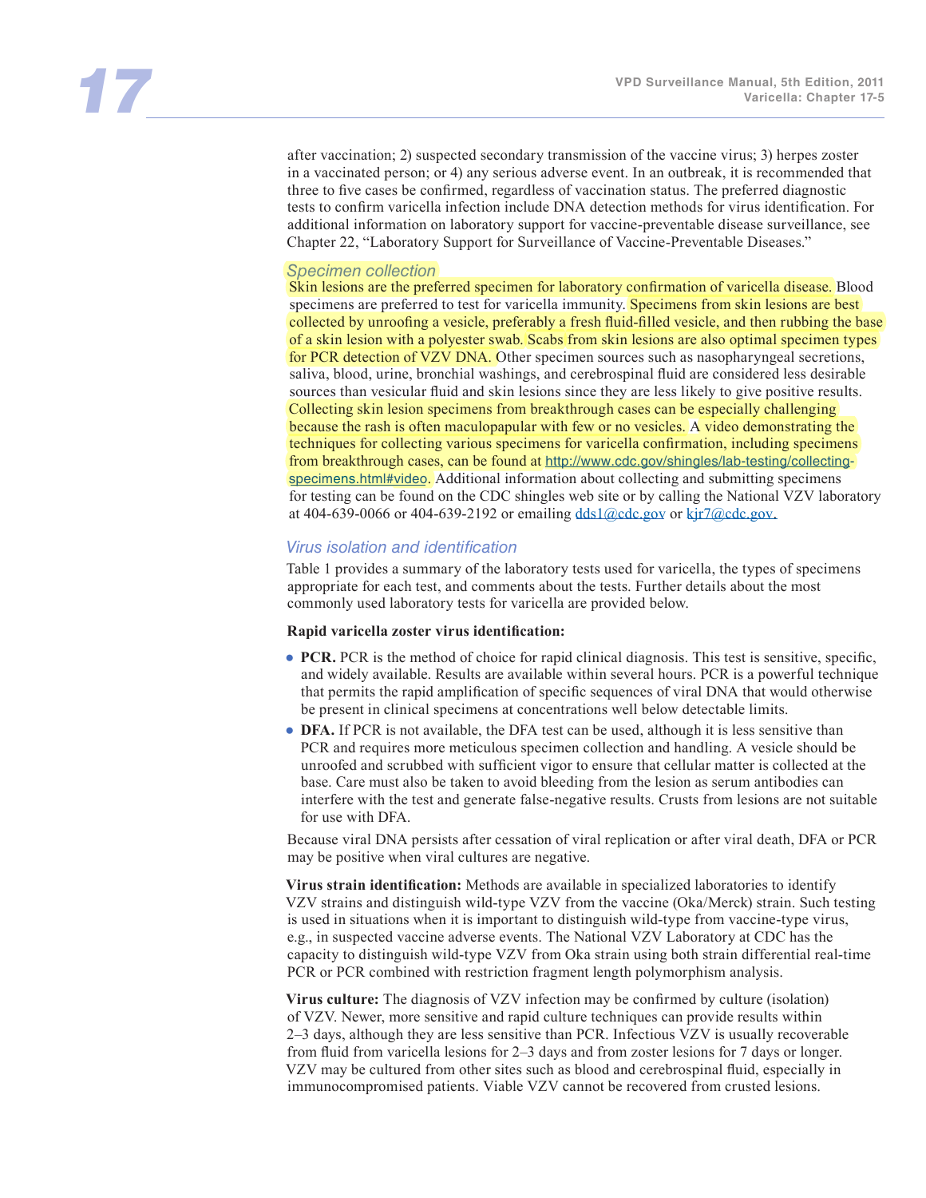after vaccination; 2) suspected secondary transmission of the vaccine virus; 3) herpes zoster in a vaccinated person; or 4) any serious adverse event. In an outbreak, it is recommended that three to five cases be confirmed, regardless of vaccination status. The preferred diagnostic tests to confirm varicella infection include DNA detection methods for virus identification. For additional information on laboratory support for vaccine-preventable disease surveillance, see Chapter 22, "Laboratory Support for Surveillance of Vaccine-Preventable Diseases."

### *Specimen collection*

Skin lesions are the preferred specimen for laboratory confirmation of varicella disease. Blood specimens are preferred to test for varicella immunity. Specimens from skin lesions are best collected by unroofing a vesicle, preferably a fresh fluid-filled vesicle, and then rubbing the base of a skin lesion with a polyester swab. Scabs from skin lesions are also optimal specimen types for PCR detection of VZV DNA. Other specimen sources such as nasopharyngeal secretions, saliva, blood, urine, bronchial washings, and cerebrospinal fluid are considered less desirable sources than vesicular fluid and skin lesions since they are less likely to give positive results. Collecting skin lesion specimens from breakthrough cases can be especially challenging because the rash is often maculopapular with few or no vesicles. A video demonstrating the techniques for collecting various specimens for varicella confirmation, including specimens from breakthrough cases, can be found at http://www.cdc.gov/shingles/lab-testing/collecting-specimens.html#video. Additional information about collecting and submitting specimens for testing can be found on the CDC shingles web site or by calling the National VZV laboratory at 404-639-0066 or 404-639-2192 or emailing dds1@cdc.gov or kjr7@cdc.gov.

### *Virus isolation and identification*

Table 1 provides a summary of the laboratory tests used for varicella, the types of specimens appropriate for each test, and comments about the tests. Further details about the most commonly used laboratory tests for varicella are provided below.

**Rapid varicella zoster virus identification:**

- **PCR.** PCR is the method of choice for rapid clinical diagnosis. This test is sensitive, specific, and widely available. Results are available within several hours. PCR is a powerful technique that permits the rapid amplification of specific sequences of viral DNA that would otherwise be present in clinical specimens at concentrations well below detectable limits.
- **DFA.** If PCR is not available, the DFA test can be used, although it is less sensitive than PCR and requires more meticulous specimen collection and handling. A vesicle should be unroofed and scrubbed with sufficient vigor to ensure that cellular matter is collected at the base. Care must also be taken to avoid bleeding from the lesion as serum antibodies can interfere with the test and generate false-negative results. Crusts from lesions are not suitable for use with DFA.

Because viral DNA persists after cessation of viral replication or after viral death, DFA or PCR may be positive when viral cultures are negative.

**Virus strain identification:** Methods are available in specialized laboratories to identify VZV strains and distinguish wild-type VZV from the vaccine (Oka/Merck) strain. Such testing is used in situations when it is important to distinguish wild-type from vaccine-type virus, e.g., in suspected vaccine adverse events. The National VZV Laboratory at CDC has the capacity to distinguish wild-type VZV from Oka strain using both strain differential real-time PCR or PCR combined with restriction fragment length polymorphism analysis.

**Virus culture:** The diagnosis of VZV infection may be confirmed by culture (isolation) of VZV. Newer, more sensitive and rapid culture techniques can provide results within 2–3 days, although they are less sensitive than PCR. Infectious VZV is usually recoverable from fluid from varicella lesions for 2–3 days and from zoster lesions for 7 days or longer. VZV may be cultured from other sites such as blood and cerebrospinal fluid, especially in immunocompromised patients. Viable VZV cannot be recovered from crusted lesions.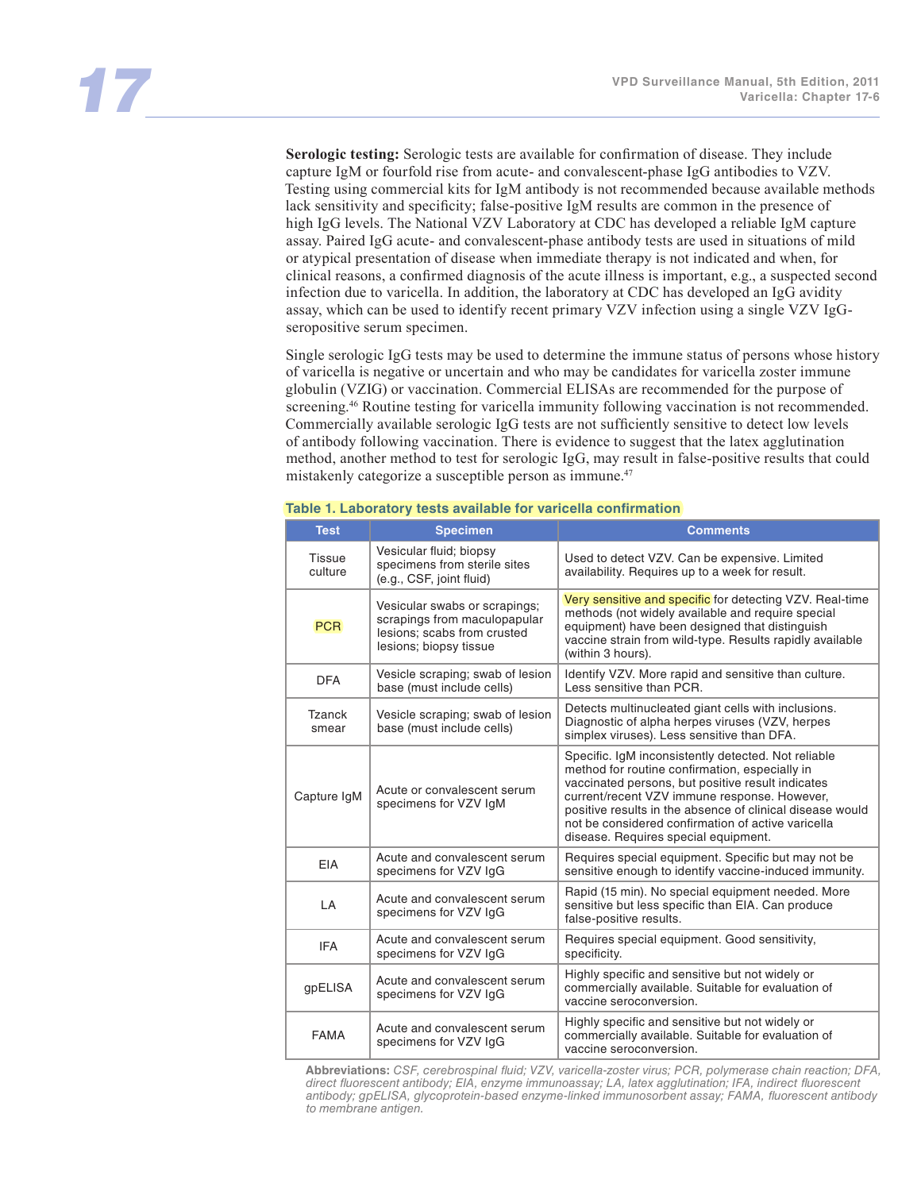**Serologic testing:** Serologic tests are available for confirmation of disease. They include capture IgM or fourfold rise from acute- and convalescent-phase IgG antibodies to VZV. Testing using commercial kits for IgM antibody is not recommended because available methods lack sensitivity and specificity; false-positive IgM results are common in the presence of high IgG levels. The National VZV Laboratory at CDC has developed a reliable IgM capture assay. Paired IgG acute- and convalescent-phase antibody tests are used in situations of mild or atypical presentation of disease when immediate therapy is not indicated and when, for clinical reasons, a confirmed diagnosis of the acute illness is important, e.g., a suspected second infection due to varicella. In addition, the laboratory at CDC has developed an IgG avidity assay, which can be used to identify recent primary VZV infection using a single VZV IgG-seropositive serum specimen.

Single serologic IgG tests may be used to determine the immune status of persons whose history of varicella is negative or uncertain and who may be candidates for varicella zoster immune globulin (VZIG) or vaccination. Commercial ELISAs are recommended for the purpose of screening.[46] Routine testing for varicella immunity following vaccination is not recommended. Commercially available serologic IgG tests are not sufficiently sensitive to detect low levels of antibody following vaccination. There is evidence to suggest that the latex agglutination method, another method to test for serologic IgG, may result in false-positive results that could mistakenly categorize a susceptible person as immune.[47]

**Table 1. Laboratory tests available for varicella confirmation**

| Test | Specimen | Comments |
|---|---|---|
| Tissue culture | Vesicular fluid; biopsy specimens from sterile sites (e.g., CSF, joint fluid) | Used to detect VZV. Can be expensive. Limited availability. Requires up to a week for result. |
| PCR | Vesicular swabs or scrapings; scrapings from maculopapular lesions; scabs from crusted lesions; biopsy tissue | Very sensitive and specific for detecting VZV. Real-time methods (not widely available and require special equipment) have been designed that distinguish vaccine strain from wild-type. Results rapidly available (within 3 hours). |
| DFA | Vesicle scraping; swab of lesion base (must include cells) | Identify VZV. More rapid and sensitive than culture. Less sensitive than PCR. |
| Tzanck smear | Vesicle scraping; swab of lesion base (must include cells) | Detects multinucleated giant cells with inclusions. Diagnostic of alpha herpes viruses (VZV, herpes simplex viruses). Less sensitive than DFA. |
| Capture IgM | Acute or convalescent serum specimens for VZV IgM | Specific. IgM inconsistently detected. Not reliable method for routine confirmation, especially in vaccinated persons, but positive result indicates current/recent VZV immune response. However, positive results in the absence of clinical disease would not be considered confirmation of active varicella disease. Requires special equipment. |
| EIA | Acute and convalescent serum specimens for VZV IgG | Requires special equipment. Specific but may not be sensitive enough to identify vaccine-induced immunity. |
| LA | Acute and convalescent serum specimens for VZV IgG | Rapid (15 min). No special equipment needed. More sensitive but less specific than EIA. Can produce false-positive results. |
| IFA | Acute and convalescent serum specimens for VZV IgG | Requires special equipment. Good sensitivity, specificity. |
| gpELISA | Acute and convalescent serum specimens for VZV IgG | Highly specific and sensitive but not widely or commercially available. Suitable for evaluation of vaccine seroconversion. |
| FAMA | Acute and convalescent serum specimens for VZV IgG | Highly specific and sensitive but not widely or commercially available. Suitable for evaluation of vaccine seroconversion. |

**Abbreviations:** *CSF, cerebrospinal fluid; VZV, varicella-zoster virus; PCR, polymerase chain reaction; DFA, direct fluorescent antibody; EIA, enzyme immunoassay; LA, latex agglutination; IFA, indirect fluorescent antibody; gpELISA, glycoprotein-based enzyme-linked immunosorbent assay; FAMA, fluorescent antibody to membrane antigen.*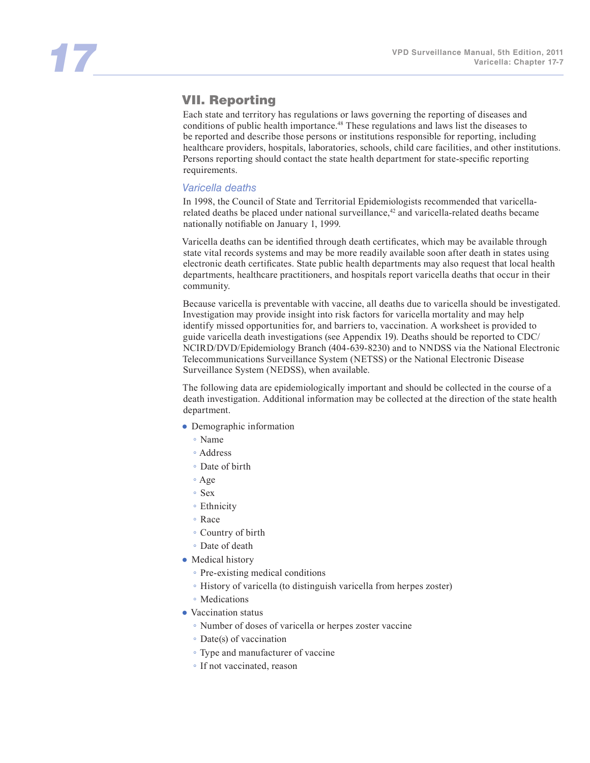## VII. Reporting

Each state and territory has regulations or laws governing the reporting of diseases and conditions of public health importance.[48] These regulations and laws list the diseases to be reported and describe those persons or institutions responsible for reporting, including healthcare providers, hospitals, laboratories, schools, child care facilities, and other institutions. Persons reporting should contact the state health department for state-specific reporting requirements.

### *Varicella deaths*

In 1998, the Council of State and Territorial Epidemiologists recommended that varicella-related deaths be placed under national surveillance,[42] and varicella-related deaths became nationally notifiable on January 1, 1999.

Varicella deaths can be identified through death certificates, which may be available through state vital records systems and may be more readily available soon after death in states using electronic death certificates. State public health departments may also request that local health departments, healthcare practitioners, and hospitals report varicella deaths that occur in their community.

Because varicella is preventable with vaccine, all deaths due to varicella should be investigated. Investigation may provide insight into risk factors for varicella mortality and may help identify missed opportunities for, and barriers to, vaccination. A worksheet is provided to guide varicella death investigations (see Appendix 19). Deaths should be reported to CDC/NCIRD/DVD/Epidemiology Branch (404-639-8230) and to NNDSS via the National Electronic Telecommunications Surveillance System (NETSS) or the National Electronic Disease Surveillance System (NEDSS), when available.

The following data are epidemiologically important and should be collected in the course of a death investigation. Additional information may be collected at the direction of the state health department.

- Demographic information
  - Name
  - Address
  - Date of birth
  - Age
  - Sex
  - Ethnicity
  - Race
  - Country of birth
  - Date of death
- Medical history
  - Pre-existing medical conditions
  - History of varicella (to distinguish varicella from herpes zoster)
  - Medications
- Vaccination status
  - Number of doses of varicella or herpes zoster vaccine
  - Date(s) of vaccination
  - Type and manufacturer of vaccine
  - If not vaccinated, reason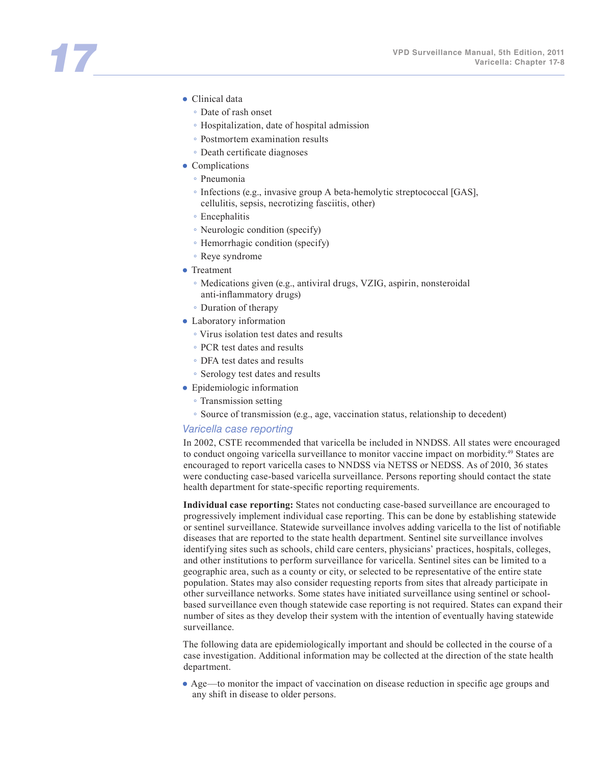- Clinical data
  - Date of rash onset
  - Hospitalization, date of hospital admission
  - Postmortem examination results
  - Death certificate diagnoses
- Complications
  - Pneumonia
  - Infections (e.g., invasive group A beta-hemolytic streptococcal [GAS], cellulitis, sepsis, necrotizing fasciitis, other)
  - Encephalitis
  - Neurologic condition (specify)
  - Hemorrhagic condition (specify)
  - Reye syndrome
- Treatment
  - Medications given (e.g., antiviral drugs, VZIG, aspirin, nonsteroidal anti-inflammatory drugs)
  - Duration of therapy
- Laboratory information
  - Virus isolation test dates and results
  - PCR test dates and results
  - DFA test dates and results
  - Serology test dates and results
- Epidemiologic information
  - Transmission setting
  - Source of transmission (e.g., age, vaccination status, relationship to decedent)

### *Varicella case reporting*

In 2002, CSTE recommended that varicella be included in NNDSS. All states were encouraged to conduct ongoing varicella surveillance to monitor vaccine impact on morbidity.[49] States are encouraged to report varicella cases to NNDSS via NETSS or NEDSS. As of 2010, 36 states were conducting case-based varicella surveillance. Persons reporting should contact the state health department for state-specific reporting requirements.

**Individual case reporting:** States not conducting case-based surveillance are encouraged to progressively implement individual case reporting. This can be done by establishing statewide or sentinel surveillance. Statewide surveillance involves adding varicella to the list of notifiable diseases that are reported to the state health department. Sentinel site surveillance involves identifying sites such as schools, child care centers, physicians' practices, hospitals, colleges, and other institutions to perform surveillance for varicella. Sentinel sites can be limited to a geographic area, such as a county or city, or selected to be representative of the entire state population. States may also consider requesting reports from sites that already participate in other surveillance networks. Some states have initiated surveillance using sentinel or school-based surveillance even though statewide case reporting is not required. States can expand their number of sites as they develop their system with the intention of eventually having statewide surveillance.

The following data are epidemiologically important and should be collected in the course of a case investigation. Additional information may be collected at the direction of the state health department.

- Age—to monitor the impact of vaccination on disease reduction in specific age groups and any shift in disease to older persons.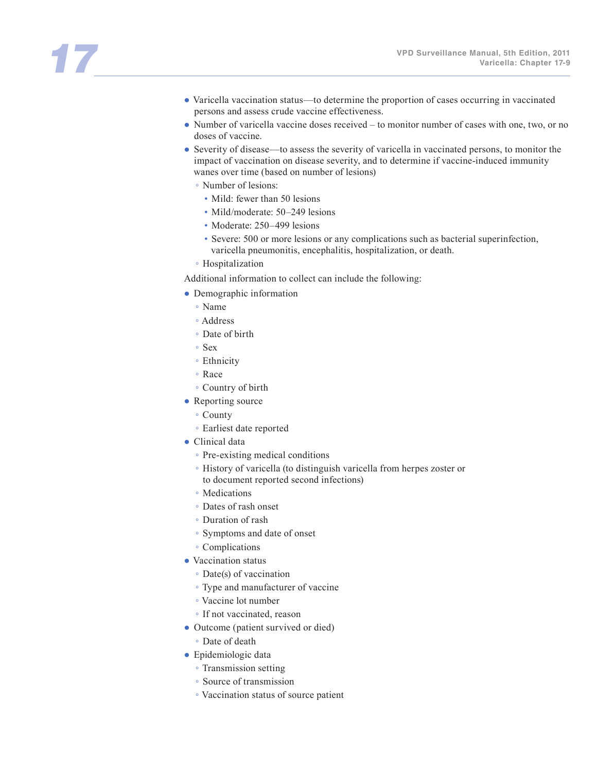- Varicella vaccination status—to determine the proportion of cases occurring in vaccinated persons and assess crude vaccine effectiveness.
- Number of varicella vaccine doses received – to monitor number of cases with one, two, or no doses of vaccine.
- Severity of disease—to assess the severity of varicella in vaccinated persons, to monitor the impact of vaccination on disease severity, and to determine if vaccine-induced immunity wanes over time (based on number of lesions)
  - Number of lesions:
    - Mild: fewer than 50 lesions
    - Mild/moderate: 50–249 lesions
    - Moderate: 250–499 lesions
    - Severe: 500 or more lesions or any complications such as bacterial superinfection, varicella pneumonitis, encephalitis, hospitalization, or death.
  - Hospitalization

Additional information to collect can include the following:

- Demographic information
  - Name
  - Address
  - Date of birth
  - Sex
  - Ethnicity
  - Race
  - Country of birth
- Reporting source
  - County
  - Earliest date reported
- Clinical data
  - Pre-existing medical conditions
  - History of varicella (to distinguish varicella from herpes zoster or to document reported second infections)
  - Medications
  - Dates of rash onset
  - Duration of rash
  - Symptoms and date of onset
  - Complications
- Vaccination status
  - Date(s) of vaccination
  - Type and manufacturer of vaccine
  - Vaccine lot number
  - If not vaccinated, reason
- Outcome (patient survived or died)
  - Date of death
- Epidemiologic data
  - Transmission setting
  - Source of transmission
  - Vaccination status of source patient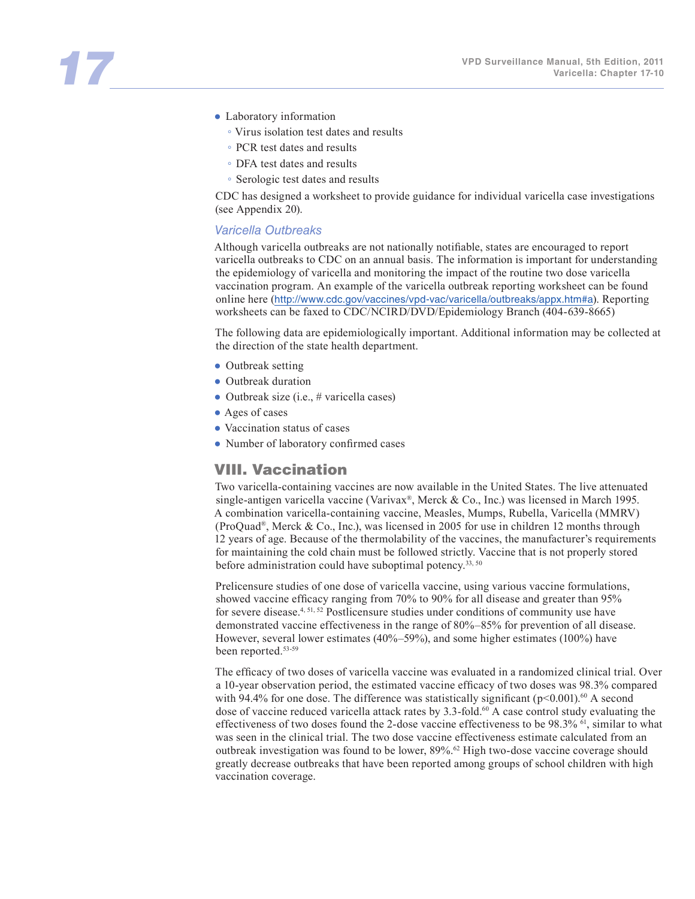- Laboratory information
  - Virus isolation test dates and results
  - PCR test dates and results
  - DFA test dates and results
  - Serologic test dates and results

CDC has designed a worksheet to provide guidance for individual varicella case investigations (see Appendix 20).

### *Varicella Outbreaks*

Although varicella outbreaks are not nationally notifiable, states are encouraged to report varicella outbreaks to CDC on an annual basis. The information is important for understanding the epidemiology of varicella and monitoring the impact of the routine two dose varicella vaccination program. An example of the varicella outbreak reporting worksheet can be found online here (http://www.cdc.gov/vaccines/vpd-vac/varicella/outbreaks/appx.htm#a). Reporting worksheets can be faxed to CDC/NCIRD/DVD/Epidemiology Branch (404-639-8665)

The following data are epidemiologically important. Additional information may be collected at the direction of the state health department.

- Outbreak setting
- Outbreak duration
- Outbreak size (i.e., # varicella cases)
- Ages of cases
- Vaccination status of cases
- Number of laboratory confirmed cases

## VIII. Vaccination

Two varicella-containing vaccines are now available in the United States. The live attenuated single-antigen varicella vaccine (Varivax®, Merck & Co., Inc.) was licensed in March 1995. A combination varicella-containing vaccine, Measles, Mumps, Rubella, Varicella (MMRV) (ProQuad®, Merck & Co., Inc.), was licensed in 2005 for use in children 12 months through 12 years of age. Because of the thermolability of the vaccines, the manufacturer's requirements for maintaining the cold chain must be followed strictly. Vaccine that is not properly stored before administration could have suboptimal potency.[33, 50]

Prelicensure studies of one dose of varicella vaccine, using various vaccine formulations, showed vaccine efficacy ranging from 70% to 90% for all disease and greater than 95% for severe disease.[4, 51, 52] Postlicensure studies under conditions of community use have demonstrated vaccine effectiveness in the range of 80%–85% for prevention of all disease. However, several lower estimates (40%–59%), and some higher estimates (100%) have been reported.[53-59]

The efficacy of two doses of varicella vaccine was evaluated in a randomized clinical trial. Over a 10-year observation period, the estimated vaccine efficacy of two doses was 98.3% compared with 94.4% for one dose. The difference was statistically significant ($p<0.001$).[60] A second dose of vaccine reduced varicella attack rates by 3.3-fold.[60] A case control study evaluating the effectiveness of two doses found the 2-dose vaccine effectiveness to be 98.3% [61], similar to what was seen in the clinical trial. The two dose vaccine effectiveness estimate calculated from an outbreak investigation was found to be lower, 89%.[62] High two-dose vaccine coverage should greatly decrease outbreaks that have been reported among groups of school children with high vaccination coverage.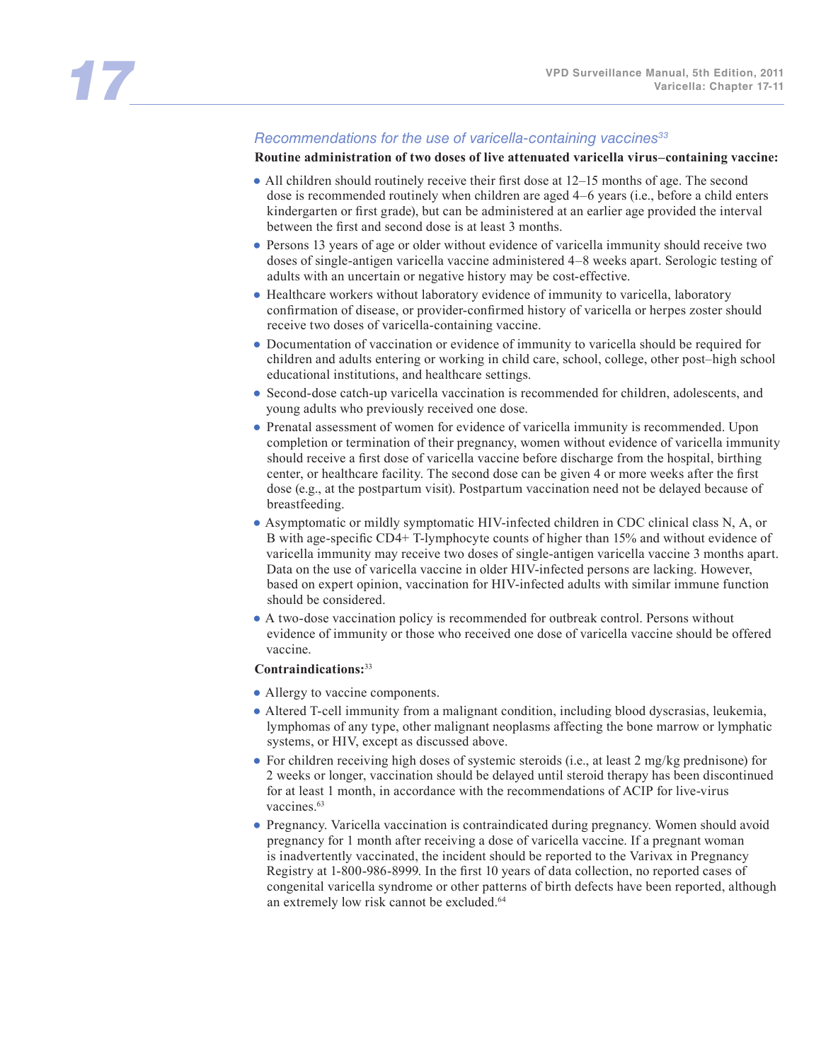### *Recommendations for the use of varicella-containing vaccines*[33]

**Routine administration of two doses of live attenuated varicella virus–containing vaccine:**

- All children should routinely receive their first dose at 12–15 months of age. The second dose is recommended routinely when children are aged 4–6 years (i.e., before a child enters kindergarten or first grade), but can be administered at an earlier age provided the interval between the first and second dose is at least 3 months.
- Persons 13 years of age or older without evidence of varicella immunity should receive two doses of single-antigen varicella vaccine administered 4–8 weeks apart. Serologic testing of adults with an uncertain or negative history may be cost-effective.
- Healthcare workers without laboratory evidence of immunity to varicella, laboratory confirmation of disease, or provider-confirmed history of varicella or herpes zoster should receive two doses of varicella-containing vaccine.
- Documentation of vaccination or evidence of immunity to varicella should be required for children and adults entering or working in child care, school, college, other post–high school educational institutions, and healthcare settings.
- Second-dose catch-up varicella vaccination is recommended for children, adolescents, and young adults who previously received one dose.
- Prenatal assessment of women for evidence of varicella immunity is recommended. Upon completion or termination of their pregnancy, women without evidence of varicella immunity should receive a first dose of varicella vaccine before discharge from the hospital, birthing center, or healthcare facility. The second dose can be given 4 or more weeks after the first dose (e.g., at the postpartum visit). Postpartum vaccination need not be delayed because of breastfeeding.
- Asymptomatic or mildly symptomatic HIV-infected children in CDC clinical class N, A, or B with age-specific CD4+ T-lymphocyte counts of higher than 15% and without evidence of varicella immunity may receive two doses of single-antigen varicella vaccine 3 months apart. Data on the use of varicella vaccine in older HIV-infected persons are lacking. However, based on expert opinion, vaccination for HIV-infected adults with similar immune function should be considered.
- A two-dose vaccination policy is recommended for outbreak control. Persons without evidence of immunity or those who received one dose of varicella vaccine should be offered vaccine.

**Contraindications:**[33]

- Allergy to vaccine components.
- Altered T-cell immunity from a malignant condition, including blood dyscrasias, leukemia, lymphomas of any type, other malignant neoplasms affecting the bone marrow or lymphatic systems, or HIV, except as discussed above.
- For children receiving high doses of systemic steroids (i.e., at least 2 mg/kg prednisone) for 2 weeks or longer, vaccination should be delayed until steroid therapy has been discontinued for at least 1 month, in accordance with the recommendations of ACIP for live-virus vaccines.[63]
- Pregnancy. Varicella vaccination is contraindicated during pregnancy. Women should avoid pregnancy for 1 month after receiving a dose of varicella vaccine. If a pregnant woman is inadvertently vaccinated, the incident should be reported to the Varivax in Pregnancy Registry at 1-800-986-8999. In the first 10 years of data collection, no reported cases of congenital varicella syndrome or other patterns of birth defects have been reported, although an extremely low risk cannot be excluded.[64]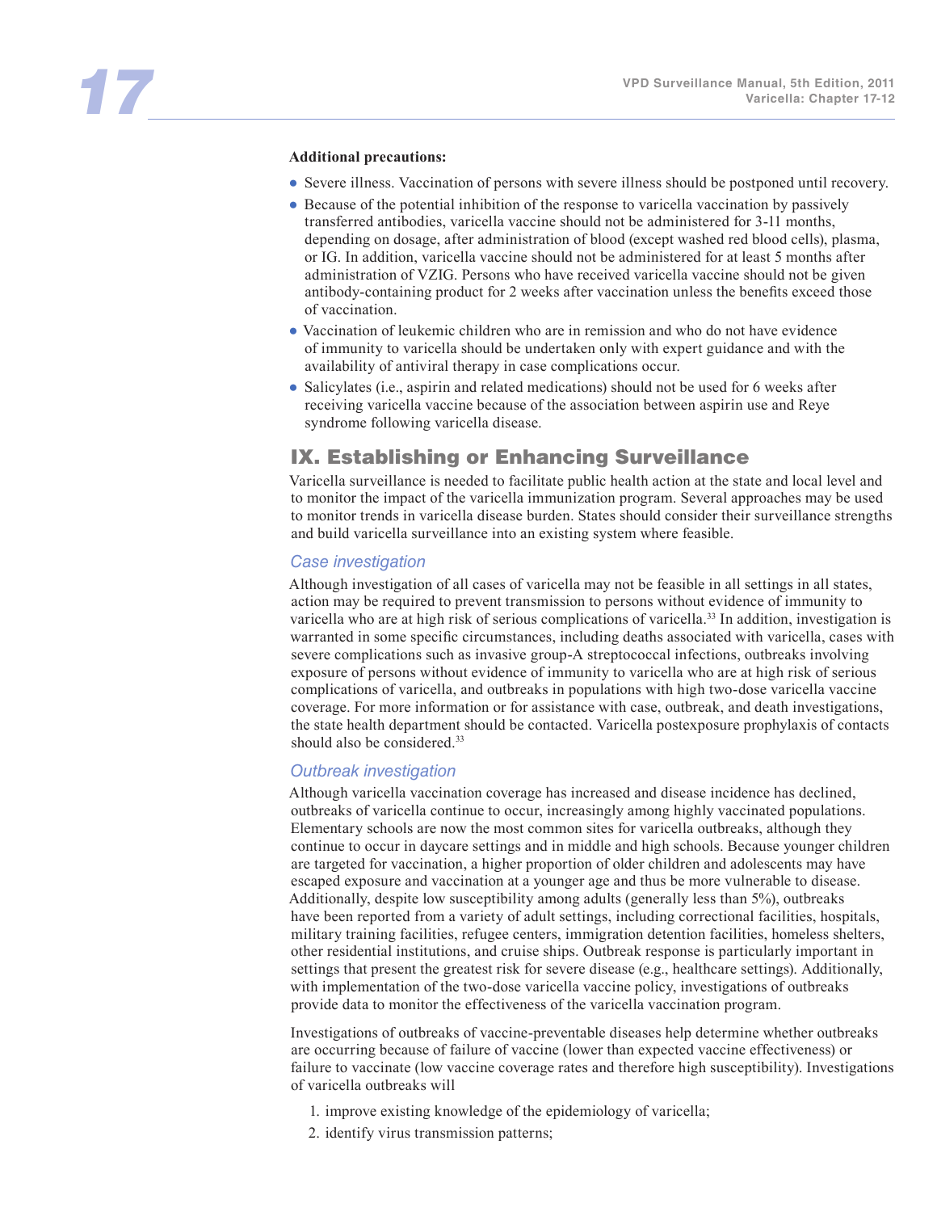**Additional precautions:**

- Severe illness. Vaccination of persons with severe illness should be postponed until recovery.
- Because of the potential inhibition of the response to varicella vaccination by passively transferred antibodies, varicella vaccine should not be administered for 3-11 months, depending on dosage, after administration of blood (except washed red blood cells), plasma, or IG. In addition, varicella vaccine should not be administered for at least 5 months after administration of VZIG. Persons who have received varicella vaccine should not be given antibody-containing product for 2 weeks after vaccination unless the benefits exceed those of vaccination.
- Vaccination of leukemic children who are in remission and who do not have evidence of immunity to varicella should be undertaken only with expert guidance and with the availability of antiviral therapy in case complications occur.
- Salicylates (i.e., aspirin and related medications) should not be used for 6 weeks after receiving varicella vaccine because of the association between aspirin use and Reye syndrome following varicella disease.

## IX. Establishing or Enhancing Surveillance

Varicella surveillance is needed to facilitate public health action at the state and local level and to monitor the impact of the varicella immunization program. Several approaches may be used to monitor trends in varicella disease burden. States should consider their surveillance strengths and build varicella surveillance into an existing system where feasible.

### *Case investigation*

Although investigation of all cases of varicella may not be feasible in all settings in all states, action may be required to prevent transmission to persons without evidence of immunity to varicella who are at high risk of serious complications of varicella.[33] In addition, investigation is warranted in some specific circumstances, including deaths associated with varicella, cases with severe complications such as invasive group-A streptococcal infections, outbreaks involving exposure of persons without evidence of immunity to varicella who are at high risk of serious complications of varicella, and outbreaks in populations with high two-dose varicella vaccine coverage. For more information or for assistance with case, outbreak, and death investigations, the state health department should be contacted. Varicella postexposure prophylaxis of contacts should also be considered.[33]

### *Outbreak investigation*

Although varicella vaccination coverage has increased and disease incidence has declined, outbreaks of varicella continue to occur, increasingly among highly vaccinated populations. Elementary schools are now the most common sites for varicella outbreaks, although they continue to occur in daycare settings and in middle and high schools. Because younger children are targeted for vaccination, a higher proportion of older children and adolescents may have escaped exposure and vaccination at a younger age and thus be more vulnerable to disease. Additionally, despite low susceptibility among adults (generally less than 5%), outbreaks have been reported from a variety of adult settings, including correctional facilities, hospitals, military training facilities, refugee centers, immigration detention facilities, homeless shelters, other residential institutions, and cruise ships. Outbreak response is particularly important in settings that present the greatest risk for severe disease (e.g., healthcare settings). Additionally, with implementation of the two-dose varicella vaccine policy, investigations of outbreaks provide data to monitor the effectiveness of the varicella vaccination program.

Investigations of outbreaks of vaccine-preventable diseases help determine whether outbreaks are occurring because of failure of vaccine (lower than expected vaccine effectiveness) or failure to vaccinate (low vaccine coverage rates and therefore high susceptibility). Investigations of varicella outbreaks will

1. improve existing knowledge of the epidemiology of varicella;
2. identify virus transmission patterns;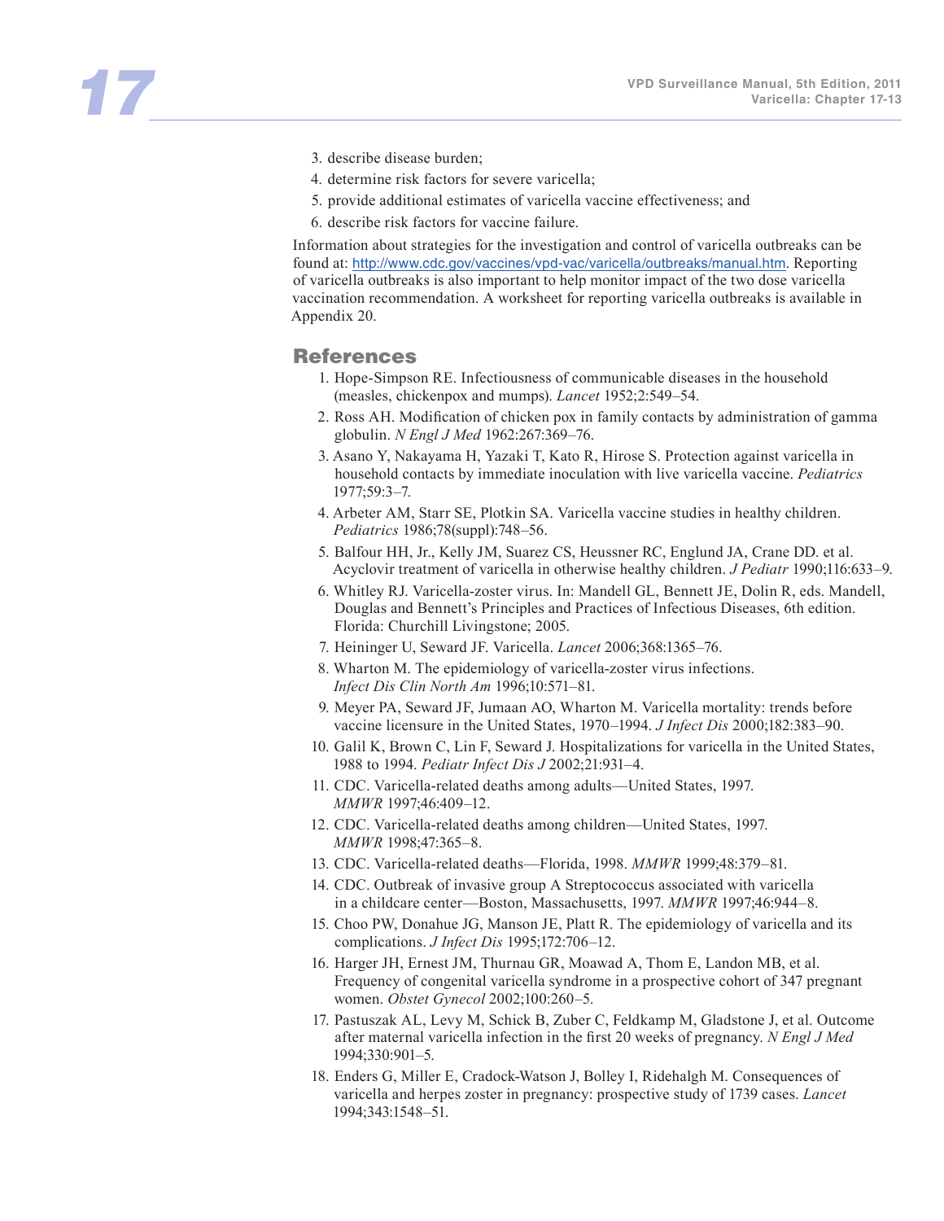3. describe disease burden;
4. determine risk factors for severe varicella;
5. provide additional estimates of varicella vaccine effectiveness; and
6. describe risk factors for vaccine failure.

Information about strategies for the investigation and control of varicella outbreaks can be found at: http://www.cdc.gov/vaccines/vpd-vac/varicella/outbreaks/manual.htm. Reporting of varicella outbreaks is also important to help monitor impact of the two dose varicella vaccination recommendation. A worksheet for reporting varicella outbreaks is available in Appendix 20.

## References

1. Hope-Simpson RE. Infectiousness of communicable diseases in the household (measles, chickenpox and mumps). *Lancet* 1952;2:549–54.
2. Ross AH. Modification of chicken pox in family contacts by administration of gamma globulin. *N Engl J Med* 1962:267:369–76.
3. Asano Y, Nakayama H, Yazaki T, Kato R, Hirose S. Protection against varicella in household contacts by immediate inoculation with live varicella vaccine. *Pediatrics* 1977;59:3–7.
4. Arbeter AM, Starr SE, Plotkin SA. Varicella vaccine studies in healthy children. *Pediatrics* 1986;78(suppl):748–56.
5. Balfour HH, Jr., Kelly JM, Suarez CS, Heussner RC, Englund JA, Crane DD. et al. Acyclovir treatment of varicella in otherwise healthy children. *J Pediatr* 1990;116:633–9.
6. Whitley RJ. Varicella-zoster virus. In: Mandell GL, Bennett JE, Dolin R, eds. Mandell, Douglas and Bennett's Principles and Practices of Infectious Diseases, 6th edition. Florida: Churchill Livingstone; 2005.
7. Heininger U, Seward JF. Varicella. *Lancet* 2006;368:1365–76.
8. Wharton M. The epidemiology of varicella-zoster virus infections. *Infect Dis Clin North Am* 1996;10:571–81.
9. Meyer PA, Seward JF, Jumaan AO, Wharton M. Varicella mortality: trends before vaccine licensure in the United States, 1970–1994. *J Infect Dis* 2000;182:383–90.
10. Galil K, Brown C, Lin F, Seward J. Hospitalizations for varicella in the United States, 1988 to 1994. *Pediatr Infect Dis J* 2002;21:931–4.
11. CDC. Varicella-related deaths among adults—United States, 1997. *MMWR* 1997;46:409–12.
12. CDC. Varicella-related deaths among children—United States, 1997. *MMWR* 1998;47:365–8.
13. CDC. Varicella-related deaths—Florida, 1998. *MMWR* 1999;48:379–81.
14. CDC. Outbreak of invasive group A Streptococcus associated with varicella in a childcare center—Boston, Massachusetts, 1997. *MMWR* 1997;46:944–8.
15. Choo PW, Donahue JG, Manson JE, Platt R. The epidemiology of varicella and its complications. *J Infect Dis* 1995;172:706–12.
16. Harger JH, Ernest JM, Thurnau GR, Moawad A, Thom E, Landon MB, et al. Frequency of congenital varicella syndrome in a prospective cohort of 347 pregnant women. *Obstet Gynecol* 2002;100:260–5.
17. Pastuszak AL, Levy M, Schick B, Zuber C, Feldkamp M, Gladstone J, et al. Outcome after maternal varicella infection in the first 20 weeks of pregnancy. *N Engl J Med* 1994;330:901–5.
18. Enders G, Miller E, Cradock-Watson J, Bolley I, Ridehalgh M. Consequences of varicella and herpes zoster in pregnancy: prospective study of 1739 cases. *Lancet* 1994;343:1548–51.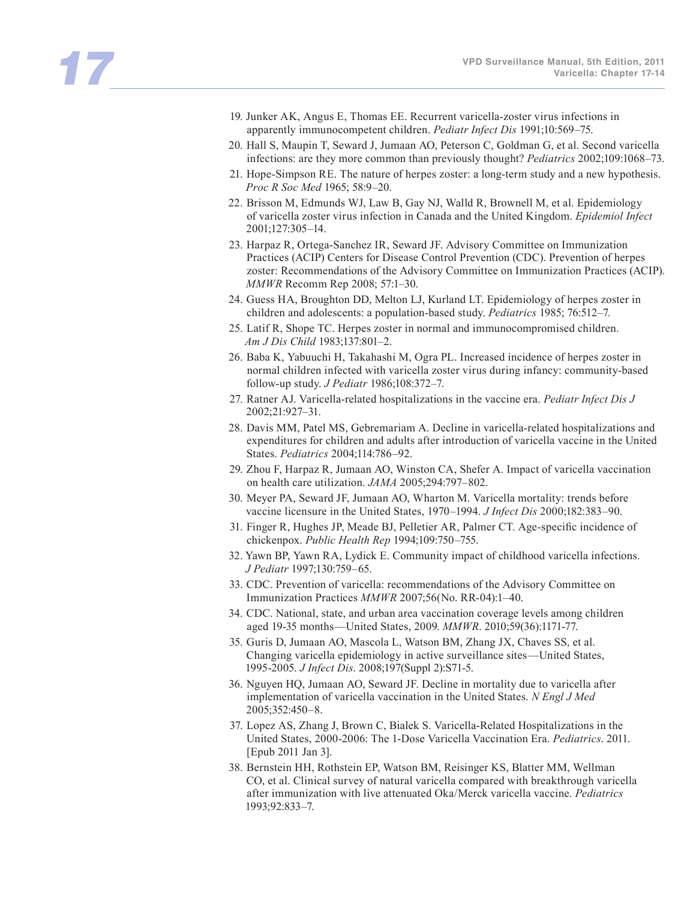19. Junker AK, Angus E, Thomas EE. Recurrent varicella-zoster virus infections in apparently immunocompetent children. *Pediatr Infect Dis* 1991;10:569–75.
20. Hall S, Maupin T, Seward J, Jumaan AO, Peterson C, Goldman G, et al. Second varicella infections: are they more common than previously thought? *Pediatrics* 2002;109:1068–73.
21. Hope-Simpson RE. The nature of herpes zoster: a long-term study and a new hypothesis. *Proc R Soc Med* 1965; 58:9–20.
22. Brisson M, Edmunds WJ, Law B, Gay NJ, Walld R, Brownell M, et al. Epidemiology of varicella zoster virus infection in Canada and the United Kingdom. *Epidemiol Infect* 2001;127:305–14.
23. Harpaz R, Ortega-Sanchez IR, Seward JF. Advisory Committee on Immunization Practices (ACIP) Centers for Disease Control Prevention (CDC). Prevention of herpes zoster: Recommendations of the Advisory Committee on Immunization Practices (ACIP). *MMWR* Recomm Rep 2008; 57:1–30.
24. Guess HA, Broughton DD, Melton LJ, Kurland LT. Epidemiology of herpes zoster in children and adolescents: a population-based study. *Pediatrics* 1985; 76:512–7.
25. Latif R, Shope TC. Herpes zoster in normal and immunocompromised children. *Am J Dis Child* 1983;137:801–2.
26. Baba K, Yabuuchi H, Takahashi M, Ogra PL. Increased incidence of herpes zoster in normal children infected with varicella zoster virus during infancy: community-based follow-up study. *J Pediatr* 1986;108:372–7.
27. Ratner AJ. Varicella-related hospitalizations in the vaccine era. *Pediatr Infect Dis J* 2002;21:927–31.
28. Davis MM, Patel MS, Gebremariam A. Decline in varicella-related hospitalizations and expenditures for children and adults after introduction of varicella vaccine in the United States. *Pediatrics* 2004;114:786–92.
29. Zhou F, Harpaz R, Jumaan AO, Winston CA, Shefer A. Impact of varicella vaccination on health care utilization. *JAMA* 2005;294:797–802.
30. Meyer PA, Seward JF, Jumaan AO, Wharton M. Varicella mortality: trends before vaccine licensure in the United States, 1970–1994. *J Infect Dis* 2000;182:383–90.
31. Finger R, Hughes JP, Meade BJ, Pelletier AR, Palmer CT. Age-specific incidence of chickenpox. *Public Health Rep* 1994;109:750–755.
32. Yawn BP, Yawn RA, Lydick E. Community impact of childhood varicella infections. *J Pediatr* 1997;130:759–65.
33. CDC. Prevention of varicella: recommendations of the Advisory Committee on Immunization Practices *MMWR* 2007;56(No. RR-04):1–40.
34. CDC. National, state, and urban area vaccination coverage levels among children aged 19-35 months—United States, 2009. *MMWR*. 2010;59(36):1171-77.
35. Guris D, Jumaan AO, Mascola L, Watson BM, Zhang JX, Chaves SS, et al. Changing varicella epidemiology in active surveillance sites—United States, 1995-2005. *J Infect Dis*. 2008;197(Suppl 2):S71-5.
36. Nguyen HQ, Jumaan AO, Seward JF. Decline in mortality due to varicella after implementation of varicella vaccination in the United States. *N Engl J Med* 2005;352:450–8.
37. Lopez AS, Zhang J, Brown C, Bialek S. Varicella-Related Hospitalizations in the United States, 2000-2006: The 1-Dose Varicella Vaccination Era. *Pediatrics*. 2011. [Epub 2011 Jan 3].
38. Bernstein HH, Rothstein EP, Watson BM, Reisinger KS, Blatter MM, Wellman CO, et al. Clinical survey of natural varicella compared with breakthrough varicella after immunization with live attenuated Oka/Merck varicella vaccine. *Pediatrics* 1993;92:833–7.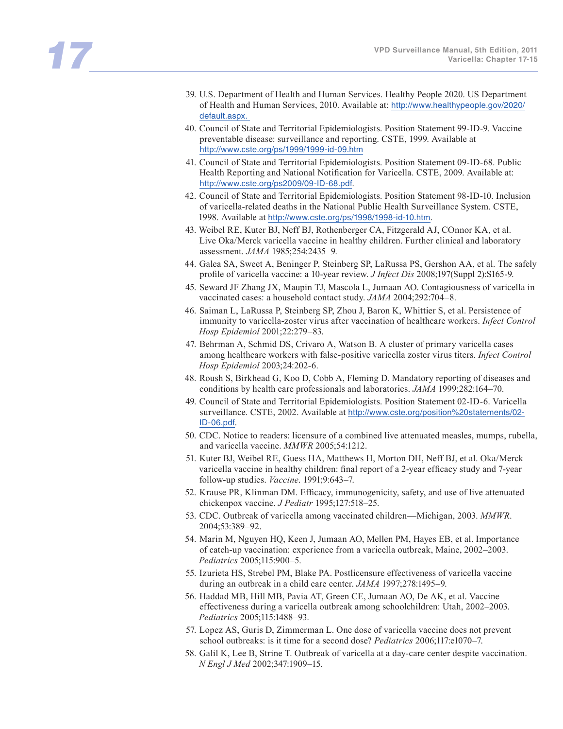39. U.S. Department of Health and Human Services. Healthy People 2020. US Department of Health and Human Services, 2010. Available at: http://www.healthypeople.gov/2020/default.aspx.
40. Council of State and Territorial Epidemiologists. Position Statement 99-ID-9. Vaccine preventable disease: surveillance and reporting. CSTE, 1999. Available at http://www.cste.org/ps/1999/1999-id-09.htm
41. Council of State and Territorial Epidemiologists. Position Statement 09-ID-68. Public Health Reporting and National Notification for Varicella. CSTE, 2009. Available at: http://www.cste.org/ps2009/09-ID-68.pdf.
42. Council of State and Territorial Epidemiologists. Position Statement 98-ID-10. Inclusion of varicella-related deaths in the National Public Health Surveillance System. CSTE, 1998. Available at http://www.cste.org/ps/1998/1998-id-10.htm.
43. Weibel RE, Kuter BJ, Neff BJ, Rothenberger CA, Fitzgerald AJ, COnnor KA, et al. Live Oka/Merck varicella vaccine in healthy children. Further clinical and laboratory assessment. *JAMA* 1985;254:2435–9.
44. Galea SA, Sweet A, Beninger P, Steinberg SP, LaRussa PS, Gershon AA, et al. The safely profile of varicella vaccine: a 10-year review. *J Infect Dis* 2008;197(Suppl 2):S165-9.
45. Seward JF Zhang JX, Maupin TJ, Mascola L, Jumaan AO. Contagiousness of varicella in vaccinated cases: a household contact study. *JAMA* 2004;292:704–8.
46. Saiman L, LaRussa P, Steinberg SP, Zhou J, Baron K, Whittier S, et al. Persistence of immunity to varicella-zoster virus after vaccination of healthcare workers. *Infect Control Hosp Epidemiol* 2001;22:279–83.
47. Behrman A, Schmid DS, Crivaro A, Watson B. A cluster of primary varicella cases among healthcare workers with false-positive varicella zoster virus titers. *Infect Control Hosp Epidemiol* 2003;24:202-6.
48. Roush S, Birkhead G, Koo D, Cobb A, Fleming D. Mandatory reporting of diseases and conditions by health care professionals and laboratories. *JAMA* 1999;282:164–70.
49. Council of State and Territorial Epidemiologists. Position Statement 02-ID-6. Varicella surveillance. CSTE, 2002. Available at http://www.cste.org/position%20statements/02-ID-06.pdf.
50. CDC. Notice to readers: licensure of a combined live attenuated measles, mumps, rubella, and varicella vaccine. *MMWR* 2005;54:1212.
51. Kuter BJ, Weibel RE, Guess HA, Matthews H, Morton DH, Neff BJ, et al. Oka/Merck varicella vaccine in healthy children: final report of a 2-year efficacy study and 7-year follow-up studies. *Vaccine*. 1991;9:643–7.
52. Krause PR, Klinman DM. Efficacy, immunogenicity, safety, and use of live attenuated chickenpox vaccine. *J Pediatr* 1995;127:518–25.
53. CDC. Outbreak of varicella among vaccinated children—Michigan, 2003. *MMWR*. 2004;53:389–92.
54. Marin M, Nguyen HQ, Keen J, Jumaan AO, Mellen PM, Hayes EB, et al. Importance of catch-up vaccination: experience from a varicella outbreak, Maine, 2002–2003. *Pediatrics* 2005;115:900–5.
55. Izurieta HS, Strebel PM, Blake PA. Postlicensure effectiveness of varicella vaccine during an outbreak in a child care center. *JAMA* 1997;278:1495–9.
56. Haddad MB, Hill MB, Pavia AT, Green CE, Jumaan AO, De AK, et al. Vaccine effectiveness during a varicella outbreak among schoolchildren: Utah, 2002–2003. *Pediatrics* 2005;115:1488–93.
57. Lopez AS, Guris D, Zimmerman L. One dose of varicella vaccine does not prevent school outbreaks: is it time for a second dose? *Pediatrics* 2006;117:e1070–7.
58. Galil K, Lee B, Strine T. Outbreak of varicella at a day-care center despite vaccination. *N Engl J Med* 2002;347:1909–15.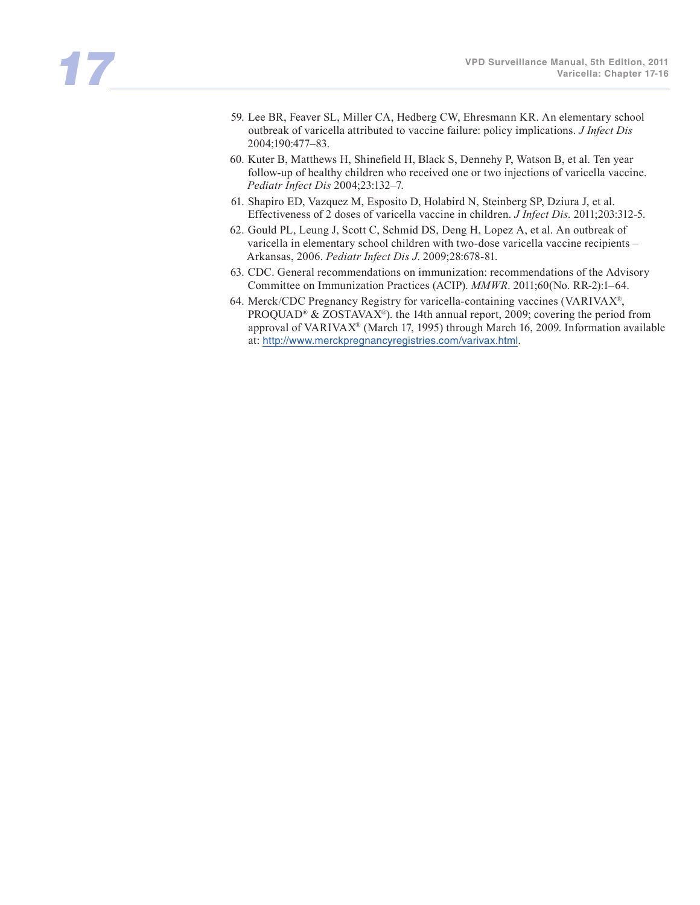59. Lee BR, Feaver SL, Miller CA, Hedberg CW, Ehresmann KR. An elementary school outbreak of varicella attributed to vaccine failure: policy implications. *J Infect Dis* 2004;190:477–83.
60. Kuter B, Matthews H, Shinefield H, Black S, Dennehy P, Watson B, et al. Ten year follow-up of healthy children who received one or two injections of varicella vaccine. *Pediatr Infect Dis* 2004;23:132–7.
61. Shapiro ED, Vazquez M, Esposito D, Holabird N, Steinberg SP, Dziura J, et al. Effectiveness of 2 doses of varicella vaccine in children. *J Infect Dis*. 2011;203:312-5.
62. Gould PL, Leung J, Scott C, Schmid DS, Deng H, Lopez A, et al. An outbreak of varicella in elementary school children with two-dose varicella vaccine recipients – Arkansas, 2006. *Pediatr Infect Dis J.* 2009;28:678-81.
63. CDC. General recommendations on immunization: recommendations of the Advisory Committee on Immunization Practices (ACIP). *MMWR*. 2011;60(No. RR-2):1–64.
64. Merck/CDC Pregnancy Registry for varicella-containing vaccines (VARIVAX®, PROQUAD® & ZOSTAVAX®). the 14th annual report, 2009; covering the period from approval of VARIVAX® (March 17, 1995) through March 16, 2009. Information available at: http://www.merckpregnancyregistries.com/varivax.html.